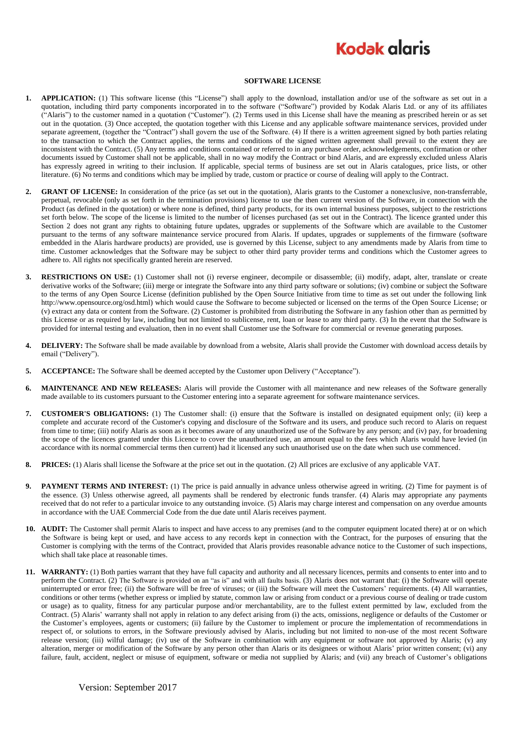Kodak alaris

## SOFTWARE LICENSE

1. **APPLICATION:** (1) This software license (this "License") shall apply to the download, installation and/or use of the software as set out in a quotation, including third party components incorporated in to the software ("Software") provided by Kodak Alaris Ltd. or any of its affiliates ("Alaris") to the customer named in a quotation ("Customer"). (2) Terms used in this License shall have the meaning as prescribed herein or as set out in the quotation. (3) Once accepted, the quotation together with this License and any applicable software maintenance services, provided under separate agreement, (together the "Contract") shall govern the use of the Software. (4) If there is a written agreement signed by both parties relating to the transaction to which the Contract applies, the terms and conditions of the signed written agreement shall prevail to the extent they are inconsistent with the Contract. (5) Any terms and conditions contained or referred to in any purchase order, acknowledgements, confirmation or other documents issued by Customer shall not be applicable, shall in no way modify the Contract or bind Alaris, and are expressly excluded unless Alaris has expressly agreed in writing to their inclusion. If applicable, special terms of business are set out in Alaris catalogues, price lists, or other literature. (6) No terms and conditions which may be implied by trade, custom or practice or course of dealing will apply to the Contract.

2. **GRANT OF LICENSE:** In consideration of the price (as set out in the quotation), Alaris grants to the Customer a nonexclusive, non-transferrable, perpetual, revocable (only as set forth in the termination provisions) license to use the then current version of the Software, in connection with the Product (as defined in the quotation) or where none is defined, third party products, for its own internal business purposes, subject to the restrictions set forth below. The scope of the license is limited to the number of licenses purchased (as set out in the Contract). The licence granted under this Section 2 does not grant any rights to obtaining future updates, upgrades or supplements of the Software which are available to the Customer pursuant to the terms of any software maintenance service procured from Alaris. If updates, upgrades or supplements of the firmware (software embedded in the Alaris hardware products) are provided, use is governed by this License, subject to any amendments made by Alaris from time to time. Customer acknowledges that the Software may be subject to other third party provider terms and conditions which the Customer agrees to adhere to. All rights not specifically granted herein are reserved.

3. **RESTRICTIONS ON USE:** (1) Customer shall not (i) reverse engineer, decompile or disassemble; (ii) modify, adapt, alter, translate or create derivative works of the Software; (iii) merge or integrate the Software into any third party software or solutions; (iv) combine or subject the Software to the terms of any Open Source License (definition published by the Open Source Initiative from time to time as set out under the following link http://www.opensource.org/osd.html) which would cause the Software to become subjected or licensed on the terms of the Open Source License; or (v) extract any data or content from the Software. (2) Customer is prohibited from distributing the Software in any fashion other than as permitted by this License or as required by law, including but not limited to sublicense, rent, loan or lease to any third party. (3) In the event that the Software is provided for internal testing and evaluation, then in no event shall Customer use the Software for commercial or revenue generating purposes.

4. **DELIVERY:** The Software shall be made available by download from a website, Alaris shall provide the Customer with download access details by email ("Delivery").

5. **ACCEPTANCE:** The Software shall be deemed accepted by the Customer upon Delivery ("Acceptance").

6. **MAINTENANCE AND NEW RELEASES:** Alaris will provide the Customer with all maintenance and new releases of the Software generally made available to its customers pursuant to the Customer entering into a separate agreement for software maintenance services.

7. **CUSTOMER'S OBLIGATIONS:** (1) The Customer shall: (i) ensure that the Software is installed on designated equipment only; (ii) keep a complete and accurate record of the Customer's copying and disclosure of the Software and its users, and produce such record to Alaris on request from time to time; (iii) notify Alaris as soon as it becomes aware of any unauthorized use of the Software by any person; and (iv) pay, for broadening the scope of the licences granted under this Licence to cover the unauthorized use, an amount equal to the fees which Alaris would have levied (in accordance with its normal commercial terms then current) had it licensed any such unauthorised use on the date when such use commenced.

8. **PRICES:** (1) Alaris shall license the Software at the price set out in the quotation. (2) All prices are exclusive of any applicable VAT.

9. **PAYMENT TERMS AND INTEREST:** (1) The price is paid annually in advance unless otherwise agreed in writing. (2) Time for payment is of the essence. (3) Unless otherwise agreed, all payments shall be rendered by electronic funds transfer. (4) Alaris may appropriate any payments received that do not refer to a particular invoice to any outstanding invoice. (5) Alaris may charge interest and compensation on any overdue amounts in accordance with the UAE Commercial Code from the due date until Alaris receives payment.

10. **AUDIT:** The Customer shall permit Alaris to inspect and have access to any premises (and to the computer equipment located there) at or on which the Software is being kept or used, and have access to any records kept in connection with the Contract, for the purposes of ensuring that the Customer is complying with the terms of the Contract, provided that Alaris provides reasonable advance notice to the Customer of such inspections, which shall take place at reasonable times.

11. **WARRANTY:** (1) Both parties warrant that they have full capacity and authority and all necessary licences, permits and consents to enter into and to perform the Contract. (2) The Software is provided on an "as is" and with all faults basis. (3) Alaris does not warrant that: (i) the Software will operate uninterrupted or error free; (ii) the Software will be free of viruses; or (iii) the Software will meet the Customers' requirements. (4) All warranties, conditions or other terms (whether express or implied by statute, common law or arising from conduct or a previous course of dealing or trade custom or usage) as to quality, fitness for any particular purpose and/or merchantability, are to the fullest extent permitted by law, excluded from the Contract. (5) Alaris' warranty shall not apply in relation to any defect arising from (i) the acts, omissions, negligence or defaults of the Customer or the Customer's employees, agents or customers; (ii) failure by the Customer to implement or procure the implementation of recommendations in respect of, or solutions to errors, in the Software previously advised by Alaris, including but not limited to non-use of the most recent Software release version; (iii) wilful damage; (iv) use of the Software in combination with any equipment or software not approved by Alaris; (v) any alteration, merger or modification of the Software by any person other than Alaris or its designees or without Alaris' prior written consent; (vi) any failure, fault, accident, neglect or misuse of equipment, software or media not supplied by Alaris; and (vii) any breach of Customer's obligations

Version: September 2017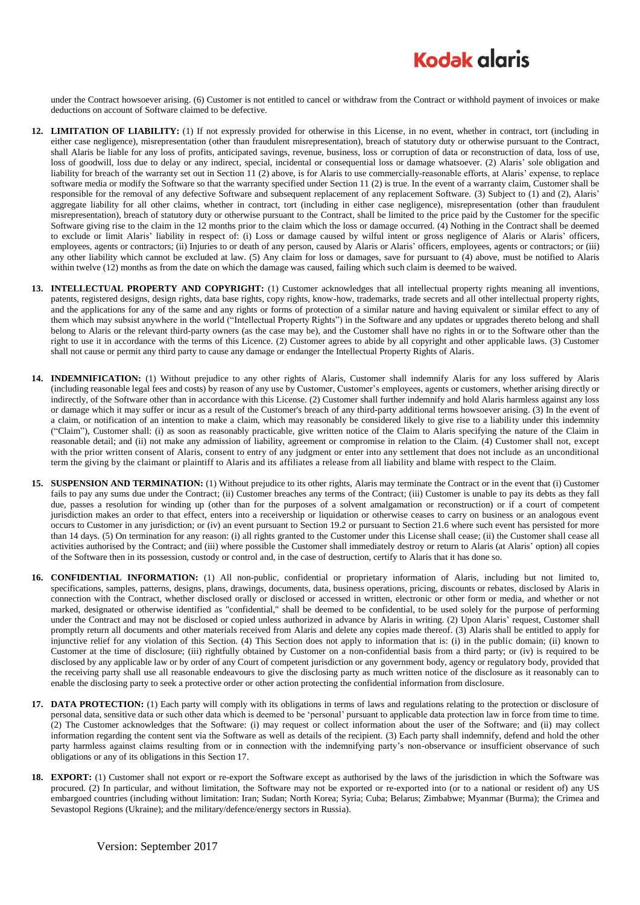under the Contract howsoever arising. (6) Customer is not entitled to cancel or withdraw from the Contract or withhold payment of invoices or make deductions on account of Software claimed to be defective.

12. **LIMITATION OF LIABILITY:** (1) If not expressly provided for otherwise in this License, in no event, whether in contract, tort (including in either case negligence), misrepresentation (other than fraudulent misrepresentation), breach of statutory duty or otherwise pursuant to the Contract, shall Alaris be liable for any loss of profits, anticipated savings, revenue, business, loss or corruption of data or reconstruction of data, loss of use, loss of goodwill, loss due to delay or any indirect, special, incidental or consequential loss or damage whatsoever. (2) Alaris' sole obligation and liability for breach of the warranty set out in Section 11 (2) above, is for Alaris to use commercially-reasonable efforts, at Alaris' expense, to replace software media or modify the Software so that the warranty specified under Section 11 (2) is true. In the event of a warranty claim, Customer shall be responsible for the removal of any defective Software and subsequent replacement of any replacement Software. (3) Subject to (1) and (2), Alaris' aggregate liability for all other claims, whether in contract, tort (including in either case negligence), misrepresentation (other than fraudulent misrepresentation), breach of statutory duty or otherwise pursuant to the Contract, shall be limited to the price paid by the Customer for the specific Software giving rise to the claim in the 12 months prior to the claim which the loss or damage occurred. (4) Nothing in the Contract shall be deemed to exclude or limit Alaris' liability in respect of: (i) Loss or damage caused by wilful intent or gross negligence of Alaris or Alaris' officers, employees, agents or contractors; (ii) Injuries to or death of any person, caused by Alaris or Alaris' officers, employees, agents or contractors; or (iii) any other liability which cannot be excluded at law. (5) Any claim for loss or damages, save for pursuant to (4) above, must be notified to Alaris within twelve (12) months as from the date on which the damage was caused, failing which such claim is deemed to be waived.

13. **INTELLECTUAL PROPERTY AND COPYRIGHT:** (1) Customer acknowledges that all intellectual property rights meaning all inventions, patents, registered designs, design rights, data base rights, copy rights, know-how, trademarks, trade secrets and all other intellectual property rights, and the applications for any of the same and any rights or forms of protection of a similar nature and having equivalent or similar effect to any of them which may subsist anywhere in the world ("Intellectual Property Rights") in the Software and any updates or upgrades thereto belong and shall belong to Alaris or the relevant third-party owners (as the case may be), and the Customer shall have no rights in or to the Software other than the right to use it in accordance with the terms of this Licence. (2) Customer agrees to abide by all copyright and other applicable laws. (3) Customer shall not cause or permit any third party to cause any damage or endanger the Intellectual Property Rights of Alaris.

14. **INDEMNIFICATION:** (1) Without prejudice to any other rights of Alaris, Customer shall indemnify Alaris for any loss suffered by Alaris (including reasonable legal fees and costs) by reason of any use by Customer, Customer's employees, agents or customers, whether arising directly or indirectly, of the Software other than in accordance with this License. (2) Customer shall further indemnify and hold Alaris harmless against any loss or damage which it may suffer or incur as a result of the Customer's breach of any third-party additional terms howsoever arising. (3) In the event of a claim, or notification of an intention to make a claim, which may reasonably be considered likely to give rise to a liability under this indemnity ("Claim"), Customer shall: (i) as soon as reasonably practicable, give written notice of the Claim to Alaris specifying the nature of the Claim in reasonable detail; and (ii) not make any admission of liability, agreement or compromise in relation to the Claim. (4) Customer shall not, except with the prior written consent of Alaris, consent to entry of any judgment or enter into any settlement that does not include as an unconditional term the giving by the claimant or plaintiff to Alaris and its affiliates a release from all liability and blame with respect to the Claim.

15. **SUSPENSION AND TERMINATION:** (1) Without prejudice to its other rights, Alaris may terminate the Contract or in the event that (i) Customer fails to pay any sums due under the Contract; (ii) Customer breaches any terms of the Contract; (iii) Customer is unable to pay its debts as they fall due, passes a resolution for winding up (other than for the purposes of a solvent amalgamation or reconstruction) or if a court of competent jurisdiction makes an order to that effect, enters into a receivership or liquidation or otherwise ceases to carry on business or an analogous event occurs to Customer in any jurisdiction; or (iv) an event pursuant to Section 19.2 or pursuant to Section 21.6 where such event has persisted for more than 14 days. (5) On termination for any reason: (i) all rights granted to the Customer under this License shall cease; (ii) the Customer shall cease all activities authorised by the Contract; and (iii) where possible the Customer shall immediately destroy or return to Alaris (at Alaris' option) all copies of the Software then in its possession, custody or control and, in the case of destruction, certify to Alaris that it has done so.

16. **CONFIDENTIAL INFORMATION:** (1) All non-public, confidential or proprietary information of Alaris, including but not limited to, specifications, samples, patterns, designs, plans, drawings, documents, data, business operations, pricing, discounts or rebates, disclosed by Alaris in connection with the Contract, whether disclosed orally or disclosed or accessed in written, electronic or other form or media, and whether or not marked, designated or otherwise identified as "confidential," shall be deemed to be confidential, to be used solely for the purpose of performing under the Contract and may not be disclosed or copied unless authorized in advance by Alaris in writing. (2) Upon Alaris' request, Customer shall promptly return all documents and other materials received from Alaris and delete any copies made thereof. (3) Alaris shall be entitled to apply for injunctive relief for any violation of this Section. (4) This Section does not apply to information that is: (i) in the public domain; (ii) known to Customer at the time of disclosure; (iii) rightfully obtained by Customer on a non-confidential basis from a third party; or (iv) is required to be disclosed by any applicable law or by order of any Court of competent jurisdiction or any government body, agency or regulatory body, provided that the receiving party shall use all reasonable endeavours to give the disclosing party as much written notice of the disclosure as it reasonably can to enable the disclosing party to seek a protective order or other action protecting the confidential information from disclosure.

17. **DATA PROTECTION:** (1) Each party will comply with its obligations in terms of laws and regulations relating to the protection or disclosure of personal data, sensitive data or such other data which is deemed to be 'personal' pursuant to applicable data protection law in force from time to time. (2) The Customer acknowledges that the Software: (i) may request or collect information about the user of the Software; and (ii) may collect information regarding the content sent via the Software as well as details of the recipient. (3) Each party shall indemnify, defend and hold the other party harmless against claims resulting from or in connection with the indemnifying party's non-observance or insufficient observance of such obligations or any of its obligations in this Section 17.

18. **EXPORT:** (1) Customer shall not export or re-export the Software except as authorised by the laws of the jurisdiction in which the Software was procured. (2) In particular, and without limitation, the Software may not be exported or re-exported into (or to a national or resident of) any US embargoed countries (including without limitation: Iran; Sudan; North Korea; Syria; Cuba; Belarus; Zimbabwe; Myanmar (Burma); the Crimea and Sevastopol Regions (Ukraine); and the military/defence/energy sectors in Russia).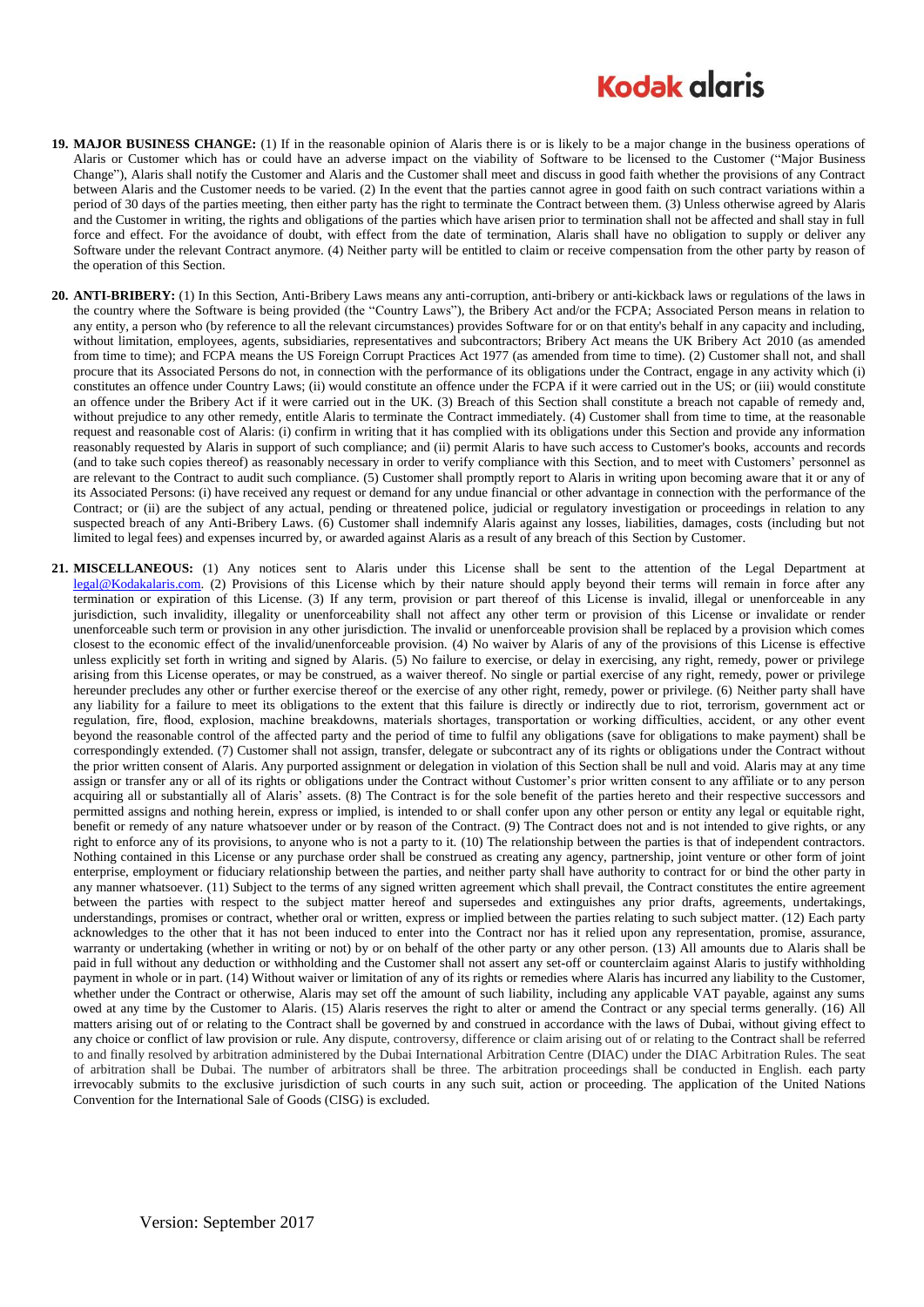19. **MAJOR BUSINESS CHANGE:** (1) If in the reasonable opinion of Alaris there is or is likely to be a major change in the business operations of Alaris or Customer which has or could have an adverse impact on the viability of Software to be licensed to the Customer ("Major Business Change"), Alaris shall notify the Customer and Alaris and the Customer shall meet and discuss in good faith whether the provisions of any Contract between Alaris and the Customer needs to be varied. (2) In the event that the parties cannot agree in good faith on such contract variations within a period of 30 days of the parties meeting, then either party has the right to terminate the Contract between them. (3) Unless otherwise agreed by Alaris and the Customer in writing, the rights and obligations of the parties which have arisen prior to termination shall not be affected and shall stay in full force and effect. For the avoidance of doubt, with effect from the date of termination, Alaris shall have no obligation to supply or deliver any Software under the relevant Contract anymore. (4) Neither party will be entitled to claim or receive compensation from the other party by reason of the operation of this Section.

20. **ANTI-BRIBERY:** (1) In this Section, Anti-Bribery Laws means any anti-corruption, anti-bribery or anti-kickback laws or regulations of the laws in the country where the Software is being provided (the "Country Laws"), the Bribery Act and/or the FCPA; Associated Person means in relation to any entity, a person who (by reference to all the relevant circumstances) provides Software for or on that entity's behalf in any capacity and including, without limitation, employees, agents, subsidiaries, representatives and subcontractors; Bribery Act means the UK Bribery Act 2010 (as amended from time to time); and FCPA means the US Foreign Corrupt Practices Act 1977 (as amended from time to time). (2) Customer shall not, and shall procure that its Associated Persons do not, in connection with the performance of its obligations under the Contract, engage in any activity which (i) constitutes an offence under Country Laws; (ii) would constitute an offence under the FCPA if it were carried out in the US; or (iii) would constitute an offence under the Bribery Act if it were carried out in the UK. (3) Breach of this Section shall constitute a breach not capable of remedy and, without prejudice to any other remedy, entitle Alaris to terminate the Contract immediately. (4) Customer shall from time to time, at the reasonable request and reasonable cost of Alaris: (i) confirm in writing that it has complied with its obligations under this Section and provide any information reasonably requested by Alaris in support of such compliance; and (ii) permit Alaris to have such access to Customer's books, accounts and records (and to take such copies thereof) as reasonably necessary in order to verify compliance with this Section, and to meet with Customers' personnel as are relevant to the Contract to audit such compliance. (5) Customer shall promptly report to Alaris in writing upon becoming aware that it or any of its Associated Persons: (i) have received any request or demand for any undue financial or other advantage in connection with the performance of the Contract; or (ii) are the subject of any actual, pending or threatened police, judicial or regulatory investigation or proceedings in relation to any suspected breach of any Anti-Bribery Laws. (6) Customer shall indemnify Alaris against any losses, liabilities, damages, costs (including but not limited to legal fees) and expenses incurred by, or awarded against Alaris as a result of any breach of this Section by Customer.

21. **MISCELLANEOUS:** (1) Any notices sent to Alaris under this License shall be sent to the attention of the Legal Department at legal@Kodakalaris.com. (2) Provisions of this License which by their nature should apply beyond their terms will remain in force after any termination or expiration of this License. (3) If any term, provision or part thereof of this License is invalid, illegal or unenforceable in any jurisdiction, such invalidity, illegality or unenforceability shall not affect any other term or provision of this License or invalidate or render unenforceable such term or provision in any other jurisdiction. The invalid or unenforceable provision shall be replaced by a provision which comes closest to the economic effect of the invalid/unenforceable provision. (4) No waiver by Alaris of any of the provisions of this License is effective unless explicitly set forth in writing and signed by Alaris. (5) No failure to exercise, or delay in exercising, any right, remedy, power or privilege arising from this License operates, or may be construed, as a waiver thereof. No single or partial exercise of any right, remedy, power or privilege hereunder precludes any other or further exercise thereof or the exercise of any other right, remedy, power or privilege. (6) Neither party shall have any liability for a failure to meet its obligations to the extent that this failure is directly or indirectly due to riot, terrorism, government act or regulation, fire, flood, explosion, machine breakdowns, materials shortages, transportation or working difficulties, accident, or any other event beyond the reasonable control of the affected party and the period of time to fulfil any obligations (save for obligations to make payment) shall be correspondingly extended. (7) Customer shall not assign, transfer, delegate or subcontract any of its rights or obligations under the Contract without the prior written consent of Alaris. Any purported assignment or delegation in violation of this Section shall be null and void. Alaris may at any time assign or transfer any or all of its rights or obligations under the Contract without Customer's prior written consent to any affiliate or to any person acquiring all or substantially all of Alaris' assets. (8) The Contract is for the sole benefit of the parties hereto and their respective successors and permitted assigns and nothing herein, express or implied, is intended to or shall confer upon any other person or entity any legal or equitable right, benefit or remedy of any nature whatsoever under or by reason of the Contract. (9) The Contract does not and is not intended to give rights, or any right to enforce any of its provisions, to anyone who is not a party to it. (10) The relationship between the parties is that of independent contractors. Nothing contained in this License or any purchase order shall be construed as creating any agency, partnership, joint venture or other form of joint enterprise, employment or fiduciary relationship between the parties, and neither party shall have authority to contract for or bind the other party in any manner whatsoever. (11) Subject to the terms of any signed written agreement which shall prevail, the Contract constitutes the entire agreement between the parties with respect to the subject matter hereof and supersedes and extinguishes any prior drafts, agreements, undertakings, understandings, promises or contract, whether oral or written, express or implied between the parties relating to such subject matter. (12) Each party acknowledges to the other that it has not been induced to enter into the Contract nor has it relied upon any representation, promise, assurance, warranty or undertaking (whether in writing or not) by or on behalf of the other party or any other person. (13) All amounts due to Alaris shall be paid in full without any deduction or withholding and the Customer shall not assert any set-off or counterclaim against Alaris to justify withholding payment in whole or in part. (14) Without waiver or limitation of any of its rights or remedies where Alaris has incurred any liability to the Customer, whether under the Contract or otherwise, Alaris may set off the amount of such liability, including any applicable VAT payable, against any sums owed at any time by the Customer to Alaris. (15) Alaris reserves the right to alter or amend the Contract or any special terms generally. (16) All matters arising out of or relating to the Contract shall be governed by and construed in accordance with the laws of Dubai, without giving effect to any choice or conflict of law provision or rule. Any dispute, controversy, difference or claim arising out of or relating to the Contract shall be referred to and finally resolved by arbitration administered by the Dubai International Arbitration Centre (DIAC) under the DIAC Arbitration Rules. The seat of arbitration shall be Dubai. The number of arbitrators shall be three. The arbitration proceedings shall be conducted in English. each party irrevocably submits to the exclusive jurisdiction of such courts in any such suit, action or proceeding. The application of the United Nations Convention for the International Sale of Goods (CISG) is excluded.

Version: September 2017